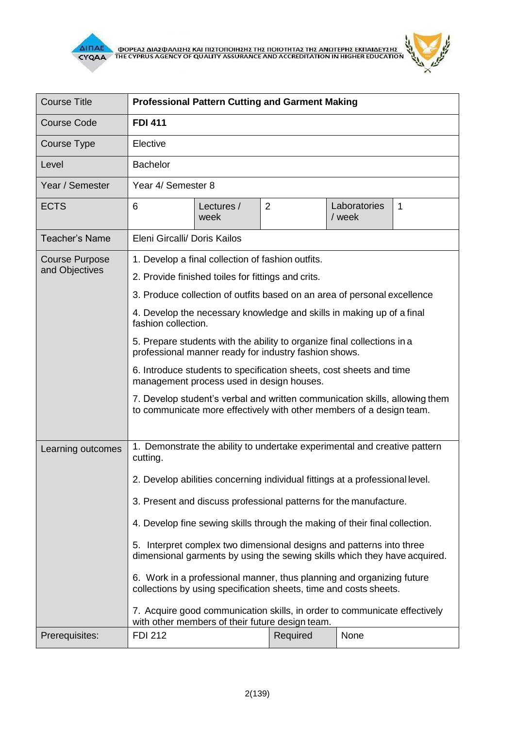| Course Title | **Professional Pattern Cutting and Garment Making** | | | | |
|---|---|---|---|---|---|
| Course Code | **FDI 411** | | | | |
| Course Type | Elective | | | | |
| Level | Bachelor | | | | |
| Year / Semester | Year 4/ Semester 8 | | | | |
| ECTS | 6 | Lectures / week | 2 | Laboratories / week | 1 |
| Teacher's Name | Eleni Gircalli/ Doris Kailos | | | | |
| Course Purpose and Objectives | 1. Develop a final collection of fashion outfits.<br>2. Provide finished toiles for fittings and crits.<br>3. Produce collection of outfits based on an area of personal excellence<br>4. Develop the necessary knowledge and skills in making up of a final fashion collection.<br>5. Prepare students with the ability to organize final collections in a professional manner ready for industry fashion shows.<br>6. Introduce students to specification sheets, cost sheets and time management process used in design houses.<br>7. Develop student's verbal and written communication skills, allowing them to communicate more effectively with other members of a design team. | | | | |
| Learning outcomes | 1. Demonstrate the ability to undertake experimental and creative pattern cutting.<br>2. Develop abilities concerning individual fittings at a professional level.<br>3. Present and discuss professional patterns for the manufacture.<br>4. Develop fine sewing skills through the making of their final collection.<br>5. Interpret complex two dimensional designs and patterns into three dimensional garments by using the sewing skills which they have acquired.<br>6. Work in a professional manner, thus planning and organizing future collections by using specification sheets, time and costs sheets.<br>7. Acquire good communication skills, in order to communicate effectively with other members of their future design team. | | | | |
| Prerequisites: | FDI 212 | | Required | None | |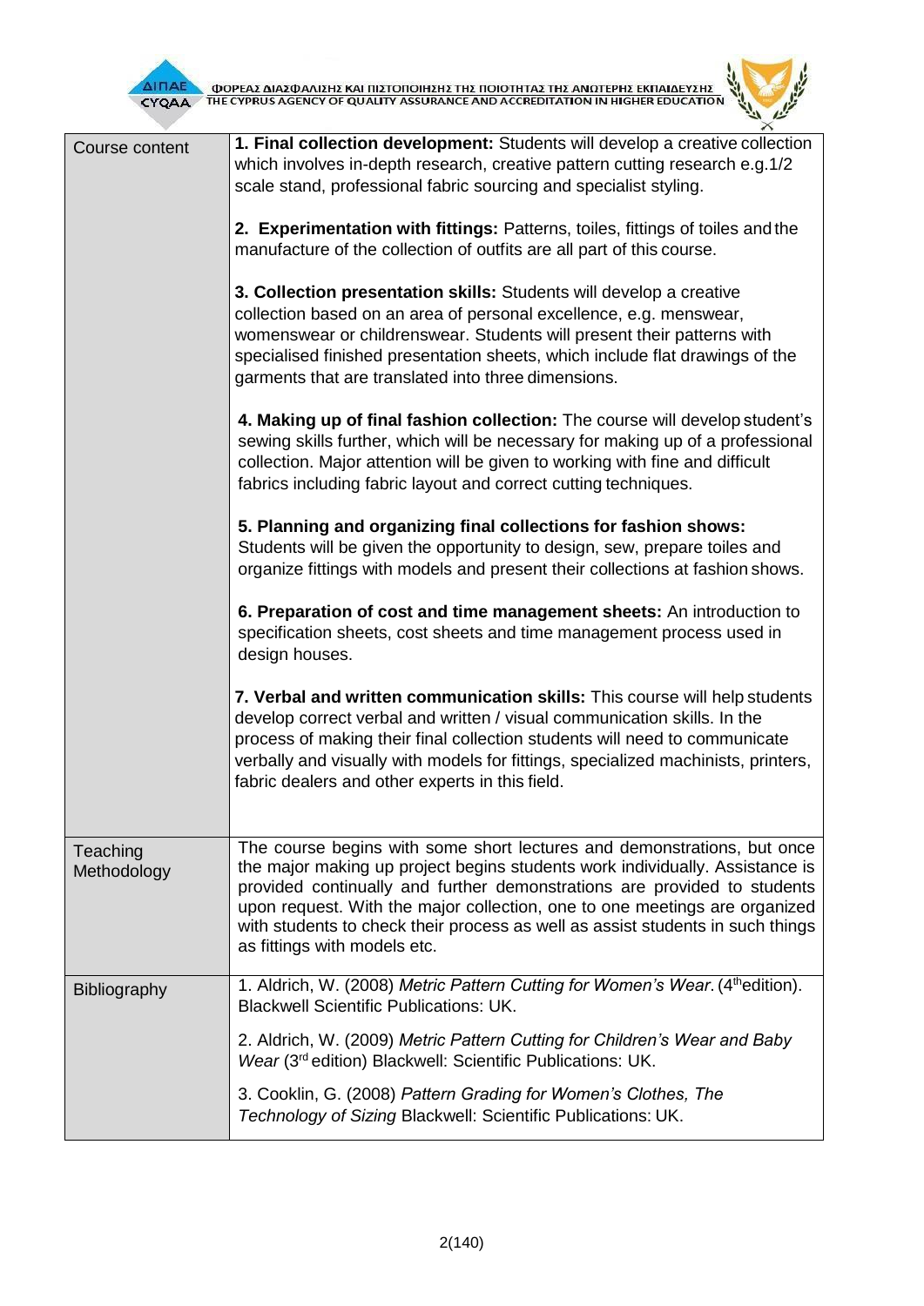| | |
|---|---|
| Course content | **1. Final collection development:** Students will develop a creative collection which involves in-depth research, creative pattern cutting research e.g.1/2 scale stand, professional fabric sourcing and specialist styling.<br><br>**2. Experimentation with fittings:** Patterns, toiles, fittings of toiles and the manufacture of the collection of outfits are all part of this course.<br><br>**3. Collection presentation skills:** Students will develop a creative collection based on an area of personal excellence, e.g. menswear, womenswear or childrenswear. Students will present their patterns with specialised finished presentation sheets, which include flat drawings of the garments that are translated into three dimensions.<br><br>**4. Making up of final fashion collection:** The course will develop student's sewing skills further, which will be necessary for making up of a professional collection. Major attention will be given to working with fine and difficult fabrics including fabric layout and correct cutting techniques.<br><br>**5. Planning and organizing final collections for fashion shows:** Students will be given the opportunity to design, sew, prepare toiles and organize fittings with models and present their collections at fashion shows.<br><br>**6. Preparation of cost and time management sheets:** An introduction to specification sheets, cost sheets and time management process used in design houses.<br><br>**7. Verbal and written communication skills:** This course will help students develop correct verbal and written / visual communication skills. In the process of making their final collection students will need to communicate verbally and visually with models for fittings, specialized machinists, printers, fabric dealers and other experts in this field. |
| Teaching Methodology | The course begins with some short lectures and demonstrations, but once the major making up project begins students work individually. Assistance is provided continually and further demonstrations are provided to students upon request. With the major collection, one to one meetings are organized with students to check their process as well as assist students in such things as fittings with models etc. |
| Bibliography | 1. Aldrich, W. (2008) *Metric Pattern Cutting for Women's Wear*. (4th edition). Blackwell Scientific Publications: UK.<br><br>2. Aldrich, W. (2009) *Metric Pattern Cutting for Children's Wear and Baby Wear* (3rd edition) Blackwell: Scientific Publications: UK.<br><br>3. Cooklin, G. (2008) *Pattern Grading for Women's Clothes, The Technology of Sizing* Blackwell: Scientific Publications: UK. |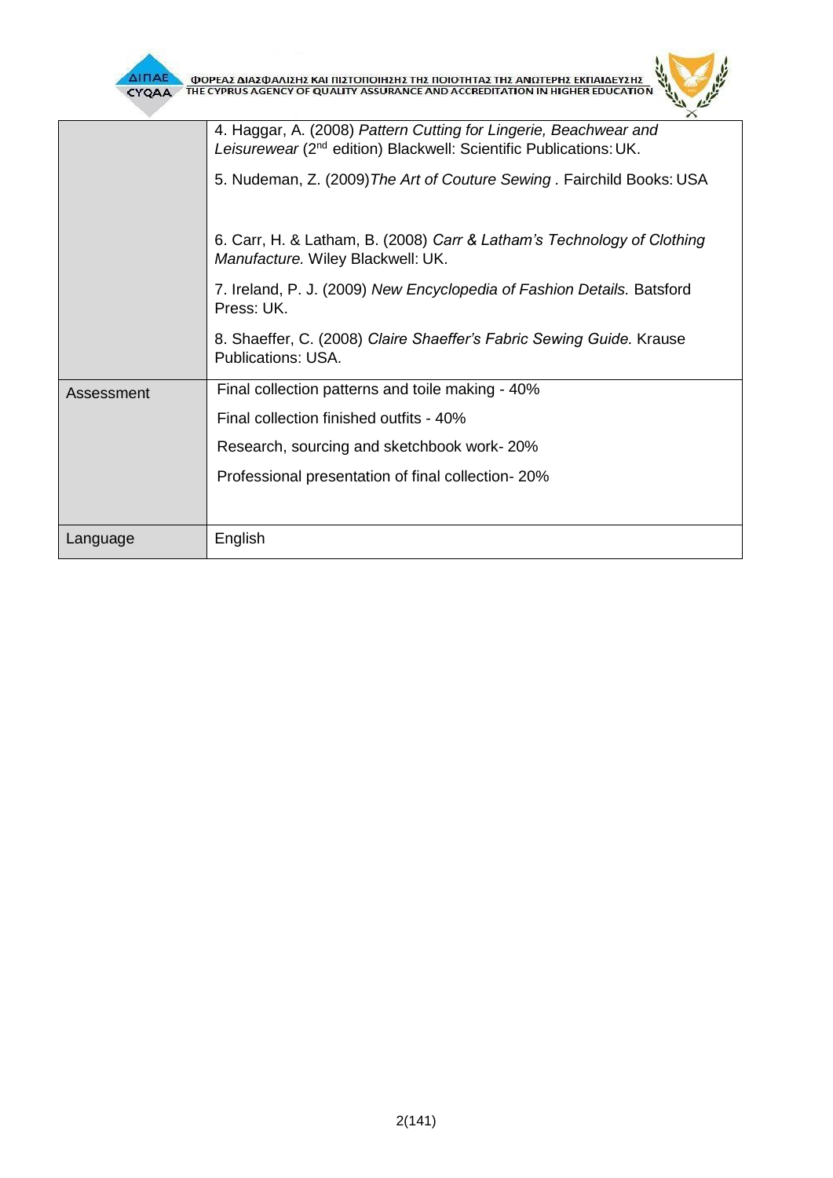| | |
|---|---|
| | 4. Haggar, A. (2008) *Pattern Cutting for Lingerie, Beachwear and Leisurewear* (2nd edition) Blackwell: Scientific Publications: UK.<br><br>5. Nudeman, Z. (2009) *The Art of Couture Sewing* . Fairchild Books: USA<br><br>6. Carr, H. & Latham, B. (2008) *Carr & Latham's Technology of Clothing Manufacture.* Wiley Blackwell: UK.<br><br>7. Ireland, P. J. (2009) *New Encyclopedia of Fashion Details.* Batsford Press: UK.<br><br>8. Shaeffer, C. (2008) *Claire Shaeffer's Fabric Sewing Guide.* Krause Publications: USA. |
| Assessment | Final collection patterns and toile making - 40%<br><br>Final collection finished outfits - 40%<br><br>Research, sourcing and sketchbook work- 20%<br><br>Professional presentation of final collection- 20% |
| Language | English |